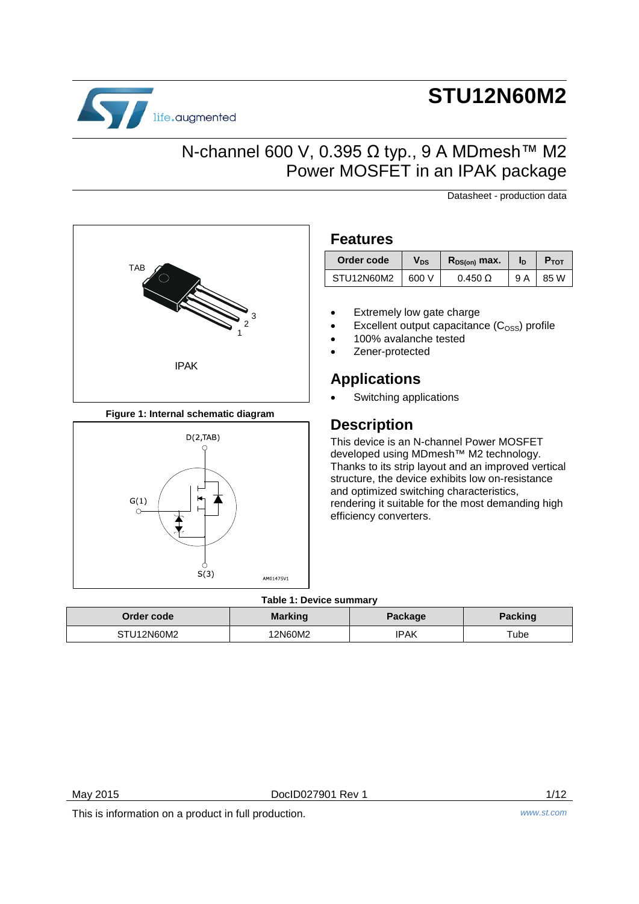# STU12N60M2

## N-channel 600 V, 0.395 Ω typ., 9 A MDmesh™ M2 Power MOSFET in an IPAK package

Datasheet - production data

TAB

3
2
1

IPAK

**Figure 1: Internal schematic diagram**

D(2,TAB)

G(1)

S(3)

AM01475V1

## Features

| Order code | $V_{DS}$ | $R_{DS(on)}$ max. | $I_D$ | $P_{TOT}$ |
|---|---|---|---|---|
| STU12N60M2 | 600 V | 0.450 Ω | 9 A | 85 W |

- Extremely low gate charge
- Excellent output capacitance ($C_{OSS}$) profile
- 100% avalanche tested
- Zener-protected

## Applications

- Switching applications

## Description

This device is an N-channel Power MOSFET developed using MDmesh™ M2 technology. Thanks to its strip layout and an improved vertical structure, the device exhibits low on-resistance and optimized switching characteristics, rendering it suitable for the most demanding high efficiency converters.

**Table 1: Device summary**

| Order code | Marking | Package | Packing |
|---|---|---|---|
| STU12N60M2 | 12N60M2 | IPAK | Tube |

May 2015 DocID027901 Rev 1

This is information on a product in full production.

www.st.com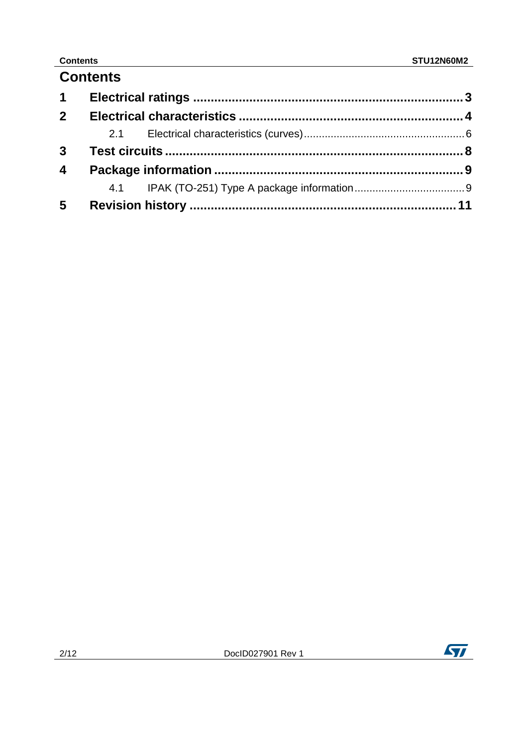# Contents

1 **Electrical ratings** .......................................................................... 3

2 **Electrical characteristics** ................................................................ 4

  2.1 Electrical characteristics (curves) ................................................... 6

3 **Test circuits** .................................................................................. 8

4 **Package information** ...................................................................... 9

  4.1 IPAK (TO-251) Type A package information ...................................... 9

5 **Revision history** ........................................................................... 11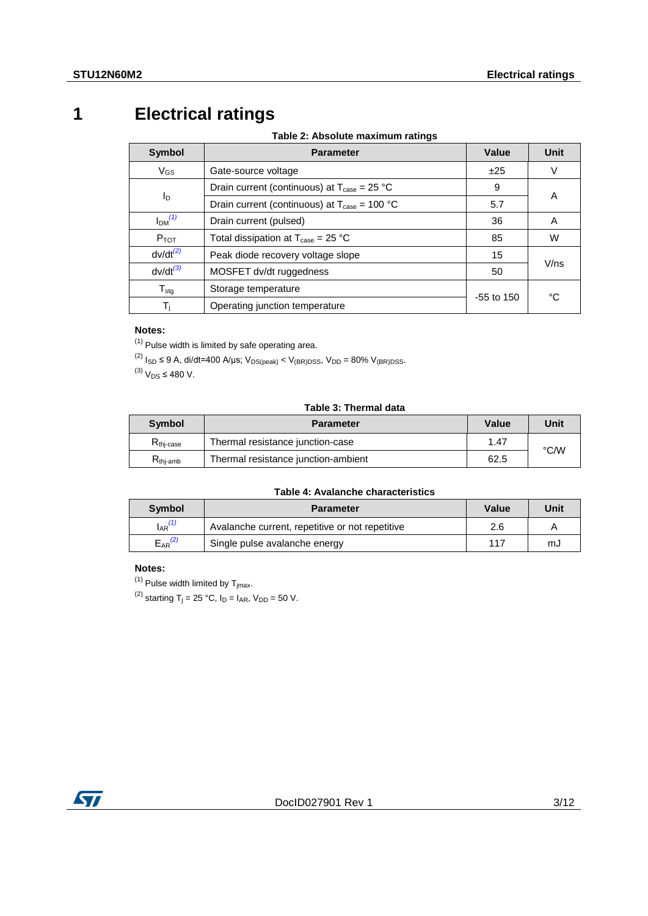# 1 Electrical ratings

**Table 2: Absolute maximum ratings**

| Symbol | Parameter | Value | Unit |
|---|---|---|---|
| $V_{GS}$ | Gate-source voltage | ±25 | V |
| $I_D$ | Drain current (continuous) at $T_{case}$ = 25 °C | 9 | A |
| | Drain current (continuous) at $T_{case}$ = 100 °C | 5.7 | |
| $I_{DM}$ (1) | Drain current (pulsed) | 36 | A |
| $P_{TOT}$ | Total dissipation at $T_{case}$ = 25 °C | 85 | W |
| dv/dt (2) | Peak diode recovery voltage slope | 15 | V/ns |
| dv/dt (3) | MOSFET dv/dt ruggedness | 50 | |
| $T_{stg}$ | Storage temperature | -55 to 150 | °C |
| $T_j$ | Operating junction temperature | | |

**Notes:**

(1) Pulse width is limited by safe operating area.

(2) $I_{SD}$ ≤ 9 A, di/dt=400 A/μs; $V_{DS(peak)}$ < $V_{(BR)DSS}$, $V_{DD}$ = 80% $V_{(BR)DSS}$.

(3) $V_{DS}$ ≤ 480 V.

**Table 3: Thermal data**

| Symbol | Parameter | Value | Unit |
|---|---|---|---|
| $R_{thj-case}$ | Thermal resistance junction-case | 1.47 | °C/W |
| $R_{thj-amb}$ | Thermal resistance junction-ambient | 62.5 | |

**Table 4: Avalanche characteristics**

| Symbol | Parameter | Value | Unit |
|---|---|---|---|
| $I_{AR}$ (1) | Avalanche current, repetitive or not repetitive | 2.6 | A |
| $E_{AR}$ (2) | Single pulse avalanche energy | 117 | mJ |

**Notes:**

(1) Pulse width limited by $T_{jmax}$.

(2) starting $T_j$ = 25 °C, $I_D$ = $I_{AR}$, $V_{DD}$ = 50 V.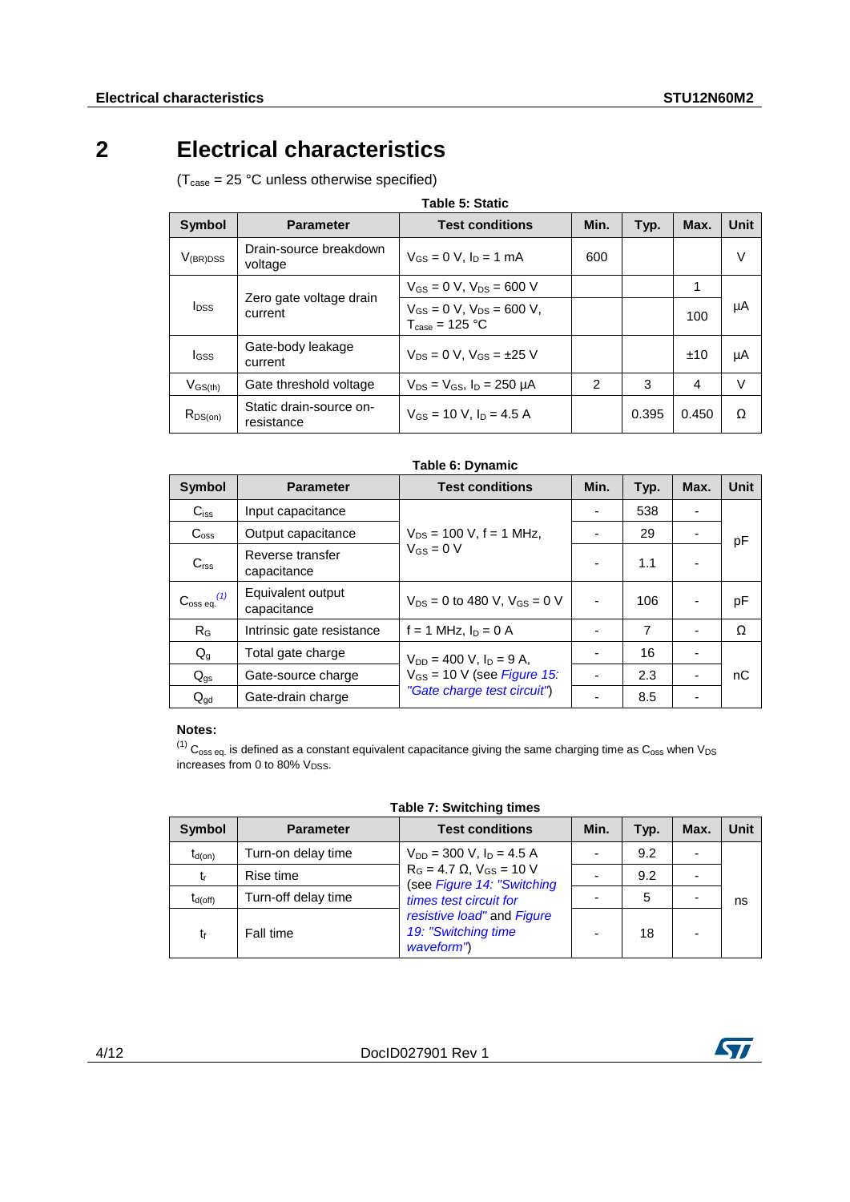# 2 Electrical characteristics

($T_{case}$ = 25 °C unless otherwise specified)

**Table 5: Static**

| Symbol | Parameter | Test conditions | Min. | Typ. | Max. | Unit |
|---|---|---|---|---|---|---|
| $V_{(BR)DSS}$ | Drain-source breakdown voltage | $V_{GS}$ = 0 V, $I_D$ = 1 mA | 600 | | | V |
| $I_{DSS}$ | Zero gate voltage drain current | $V_{GS}$ = 0 V, $V_{DS}$ = 600 V | | | 1 | µA |
| | | $V_{GS}$ = 0 V, $V_{DS}$ = 600 V, $T_{case}$ = 125 °C | | | 100 | |
| $I_{GSS}$ | Gate-body leakage current | $V_{DS}$ = 0 V, $V_{GS}$ = ±25 V | | | ±10 | µA |
| $V_{GS(th)}$ | Gate threshold voltage | $V_{DS}$ = $V_{GS}$, $I_D$ = 250 µA | 2 | 3 | 4 | V |
| $R_{DS(on)}$ | Static drain-source on-resistance | $V_{GS}$ = 10 V, $I_D$ = 4.5 A | | 0.395 | 0.450 | Ω |

**Table 6: Dynamic**

| Symbol | Parameter | Test conditions | Min. | Typ. | Max. | Unit |
|---|---|---|---|---|---|---|
| $C_{iss}$ | Input capacitance | $V_{DS}$ = 100 V, f = 1 MHz, $V_{GS}$ = 0 V | - | 538 | - | pF |
| $C_{oss}$ | Output capacitance | | - | 29 | - | |
| $C_{rss}$ | Reverse transfer capacitance | | - | 1.1 | - | |
| $C_{oss\ eq.}$ (1) | Equivalent output capacitance | $V_{DS}$ = 0 to 480 V, $V_{GS}$ = 0 V | - | 106 | - | pF |
| $R_G$ | Intrinsic gate resistance | f = 1 MHz, $I_D$ = 0 A | - | 7 | - | Ω |
| $Q_g$ | Total gate charge | $V_{DD}$ = 400 V, $I_D$ = 9 A, $V_{GS}$ = 10 V (see *Figure 15: "Gate charge test circuit"*) | - | 16 | - | nC |
| $Q_{gs}$ | Gate-source charge | | - | 2.3 | - | |
| $Q_{gd}$ | Gate-drain charge | | - | 8.5 | - | |

**Notes:**

(1) $C_{oss\ eq.}$ is defined as a constant equivalent capacitance giving the same charging time as $C_{oss}$ when $V_{DS}$ increases from 0 to 80% $V_{DSS}$.

**Table 7: Switching times**

| Symbol | Parameter | Test conditions | Min. | Typ. | Max. | Unit |
|---|---|---|---|---|---|---|
| $t_{d(on)}$ | Turn-on delay time | $V_{DD}$ = 300 V, $I_D$ = 4.5 A $R_G$ = 4.7 Ω, $V_{GS}$ = 10 V (see *Figure 14: "Switching times test circuit for resistive load"* and *Figure 19: "Switching time waveform"*) | - | 9.2 | - | ns |
| $t_r$ | Rise time | | - | 9.2 | - | |
| $t_{d(off)}$ | Turn-off delay time | | - | 5 | - | |
| $t_f$ | Fall time | | - | 18 | - | |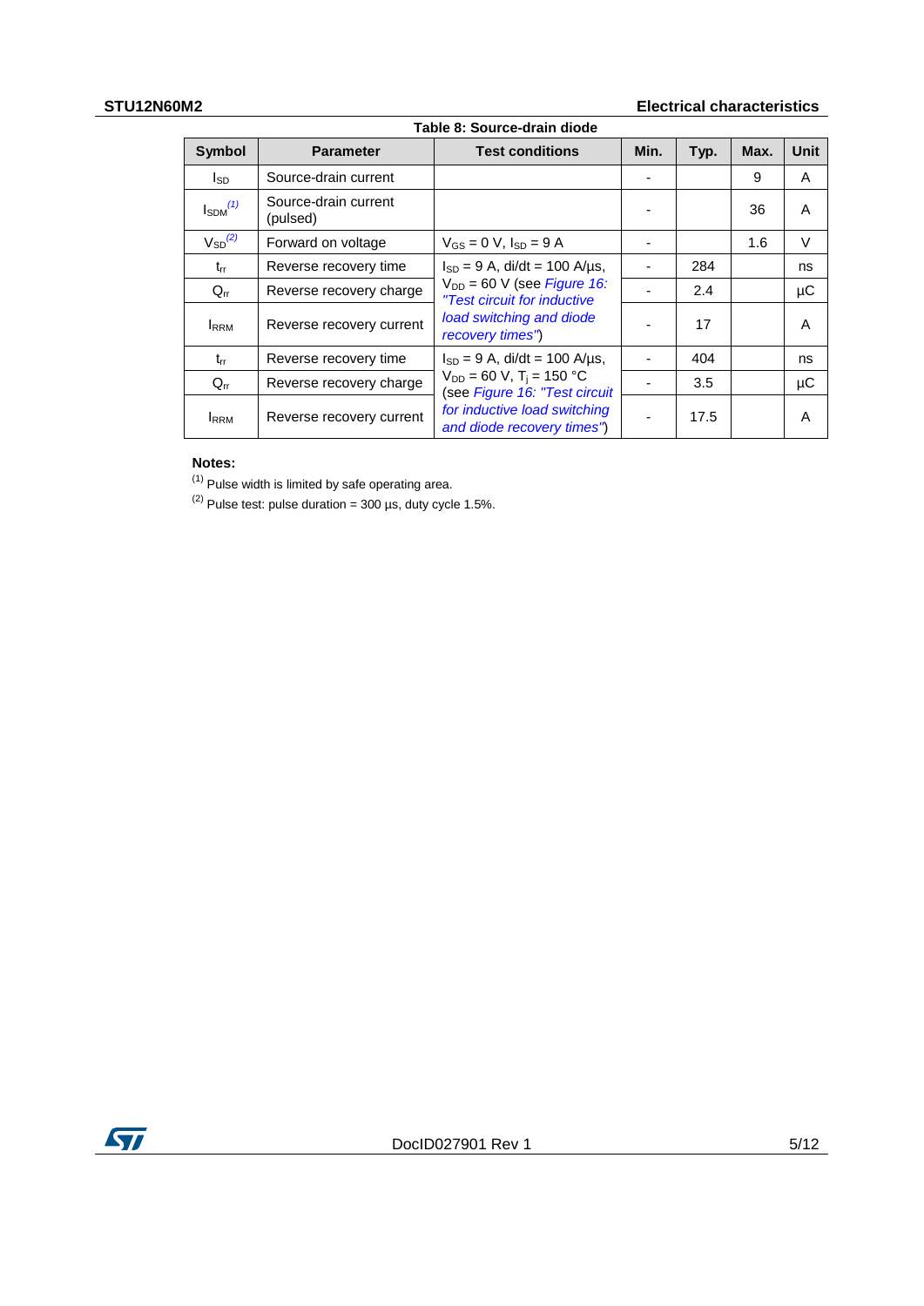Table 8: Source-drain diode

| Symbol | Parameter | Test conditions | Min. | Typ. | Max. | Unit |
|---|---|---|---|---|---|---|
| $I_{SD}$ | Source-drain current | | - | | 9 | A |
| $I_{SDM}$ [(1)] | Source-drain current (pulsed) | | - | | 36 | A |
| $V_{SD}$ [(2)] | Forward on voltage | $V_{GS}$ = 0 V, $I_{SD}$ = 9 A | - | | 1.6 | V |
| $t_{rr}$ | Reverse recovery time | $I_{SD}$ = 9 A, di/dt = 100 A/µs, $V_{DD}$ = 60 V (see *Figure 16: "Test circuit for inductive load switching and diode recovery times"*) | - | 284 | | ns |
| $Q_{rr}$ | Reverse recovery charge | | - | 2.4 | | µC |
| $I_{RRM}$ | Reverse recovery current | | - | 17 | | A |
| $t_{rr}$ | Reverse recovery time | $I_{SD}$ = 9 A, di/dt = 100 A/µs, $V_{DD}$ = 60 V, $T_j$ = 150 °C (see *Figure 16: "Test circuit for inductive load switching and diode recovery times"*) | - | 404 | | ns |
| $Q_{rr}$ | Reverse recovery charge | | - | 3.5 | | µC |
| $I_{RRM}$ | Reverse recovery current | | - | 17.5 | | A |

**Notes:**

(1) Pulse width is limited by safe operating area.

(2) Pulse test: pulse duration = 300 µs, duty cycle 1.5%.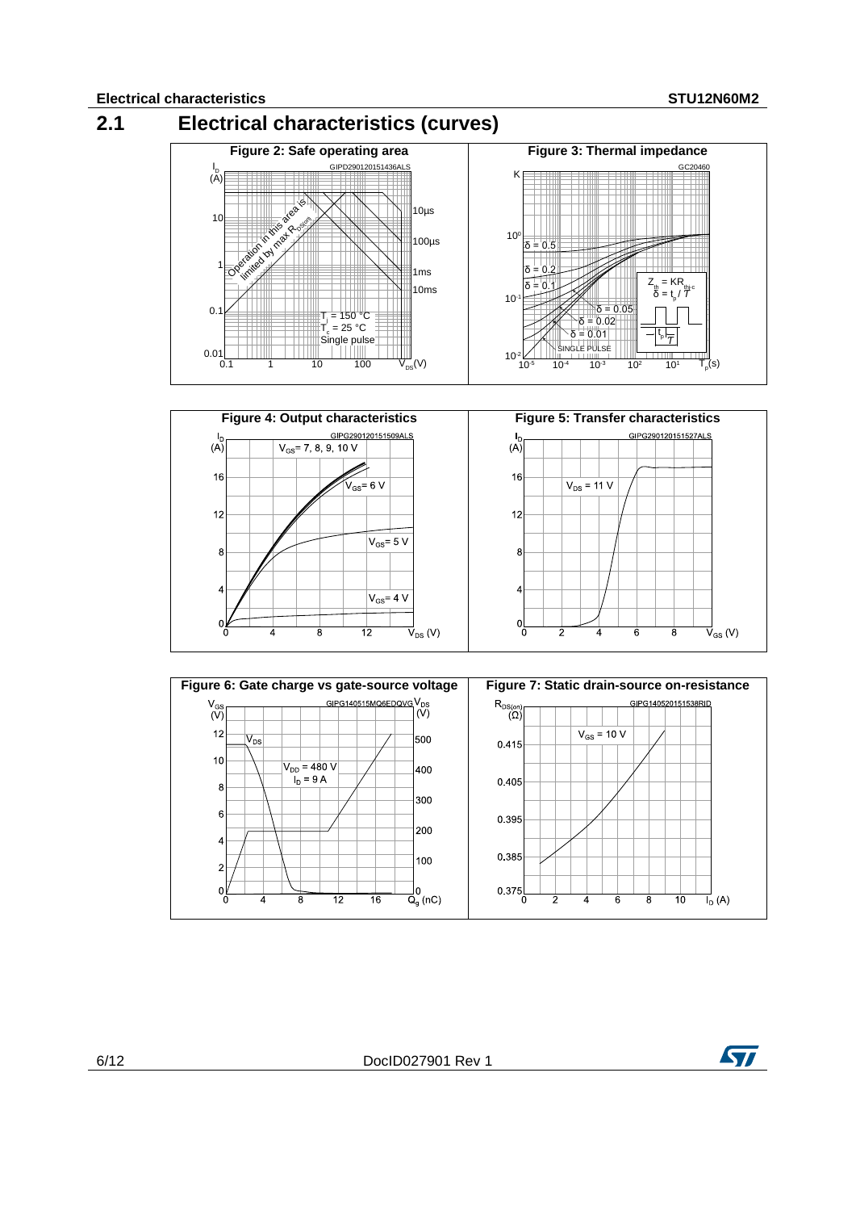## 2.1 Electrical characteristics (curves)

Figure 2: Safe operating area

Figure 3: Thermal impedance

Figure 4: Output characteristics

Figure 5: Transfer characteristics

Figure 6: Gate charge vs gate-source voltage

Figure 7: Static drain-source on-resistance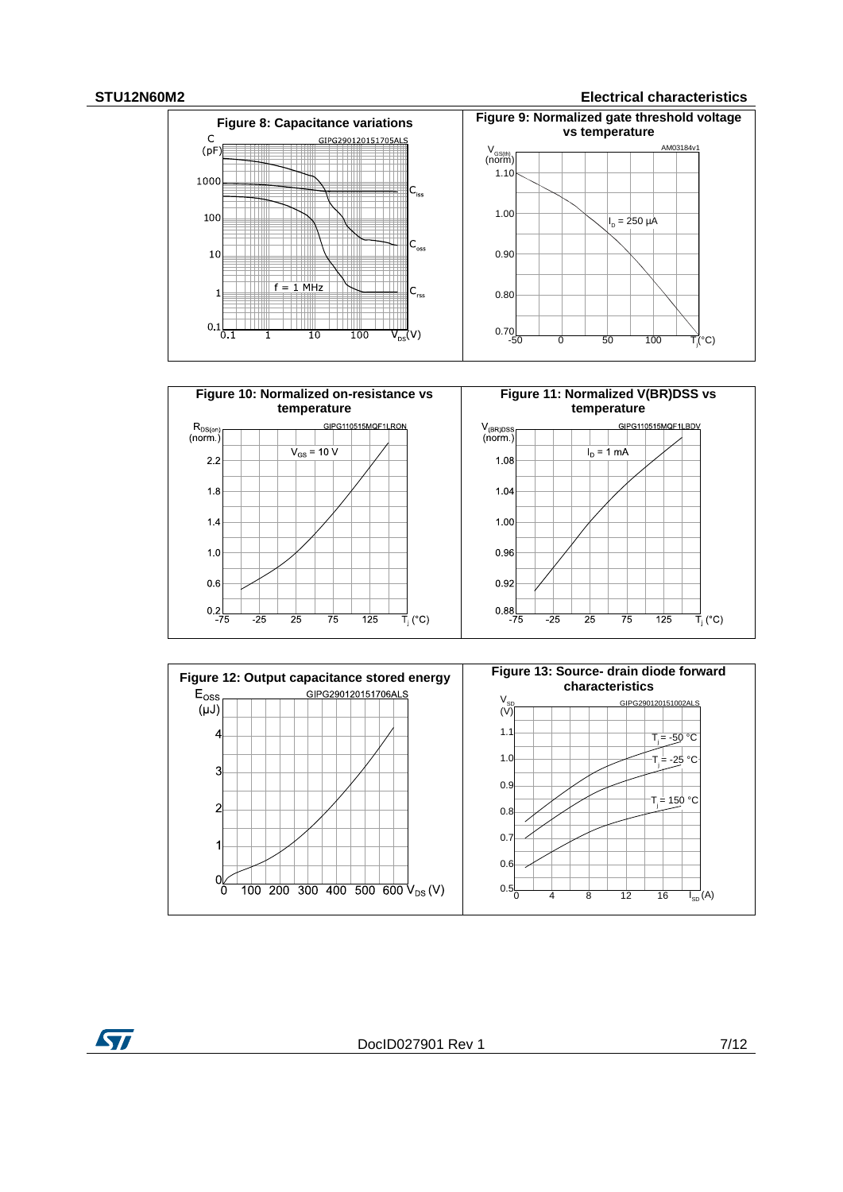Figure 8: Capacitance variations

Figure 9: Normalized gate threshold voltage vs temperature

Figure 10: Normalized on-resistance vs temperature

Figure 11: Normalized V(BR)DSS vs temperature

Figure 12: Output capacitance stored energy

Figure 13: Source- drain diode forward characteristics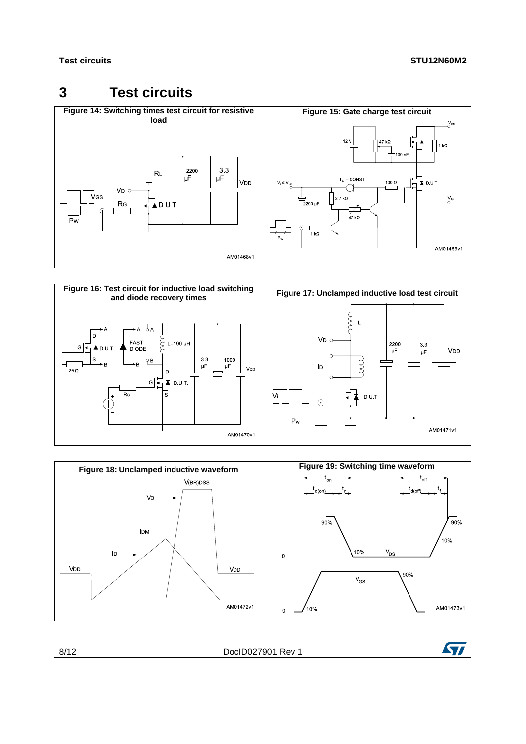# 3 Test circuits

**Figure 14: Switching times test circuit for resistive load**

**Figure 15: Gate charge test circuit**

**Figure 16: Test circuit for inductive load switching and diode recovery times**

**Figure 17: Unclamped inductive load test circuit**

**Figure 18: Unclamped inductive waveform**

**Figure 19: Switching time waveform**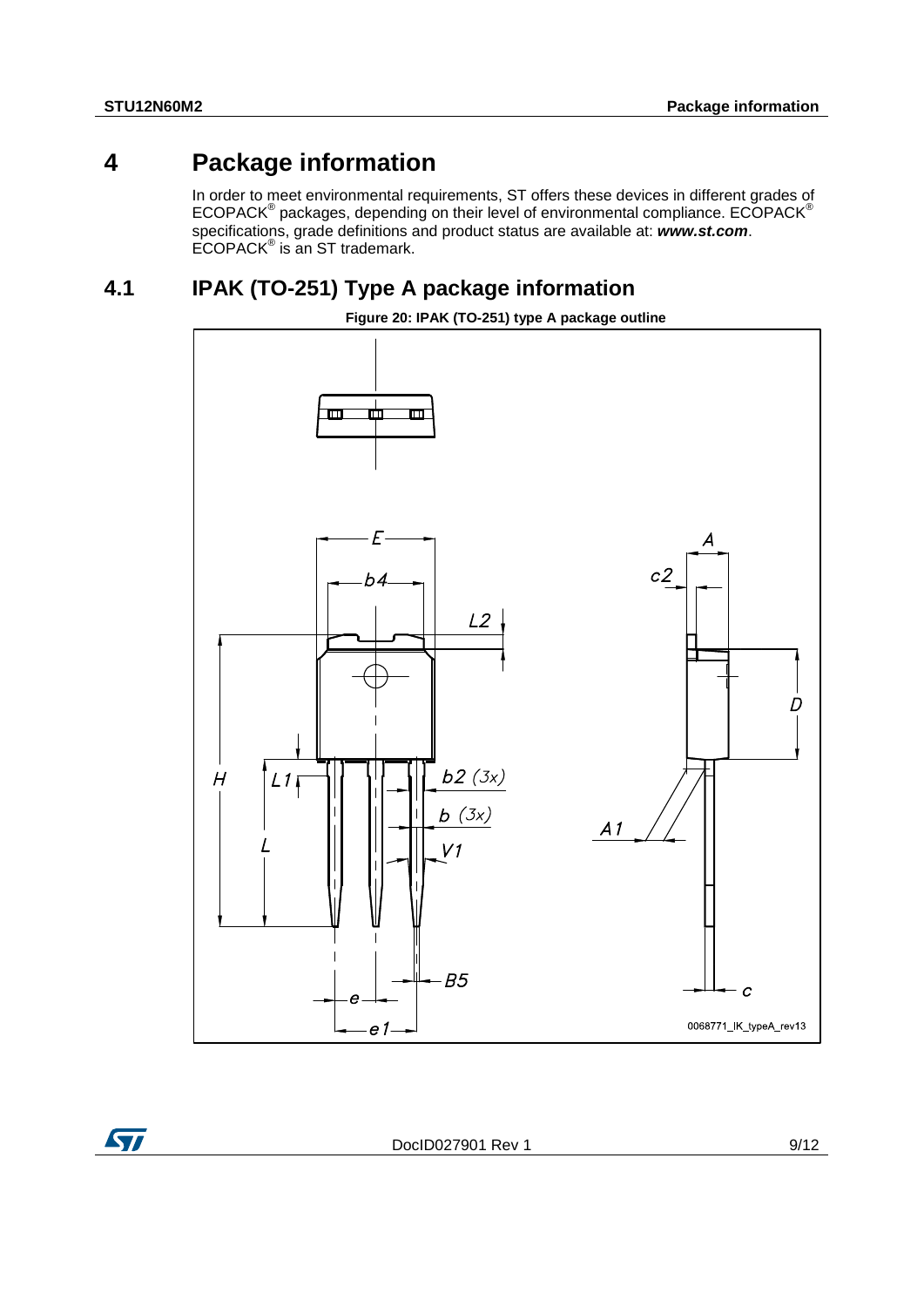# 4 Package information

In order to meet environmental requirements, ST offers these devices in different grades of ECOPACK® packages, depending on their level of environmental compliance. ECOPACK® specifications, grade definitions and product status are available at: ***www.st.com***. ECOPACK® is an ST trademark.

## 4.1 IPAK (TO-251) Type A package information

**Figure 20: IPAK (TO-251) type A package outline**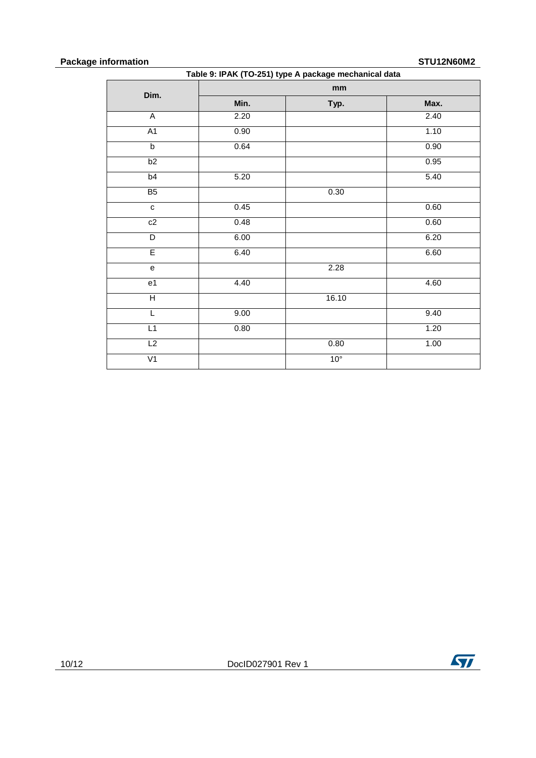Table 9: IPAK (TO-251) type A package mechanical data

| Dim. | mm | | |
|---|---|---|---|
| | Min. | Typ. | Max. |
| A | 2.20 | | 2.40 |
| A1 | 0.90 | | 1.10 |
| b | 0.64 | | 0.90 |
| b2 | | | 0.95 |
| b4 | 5.20 | | 5.40 |
| B5 | | 0.30 | |
| c | 0.45 | | 0.60 |
| c2 | 0.48 | | 0.60 |
| D | 6.00 | | 6.20 |
| E | 6.40 | | 6.60 |
| e | | 2.28 | |
| e1 | 4.40 | | 4.60 |
| H | | 16.10 | |
| L | 9.00 | | 9.40 |
| L1 | 0.80 | | 1.20 |
| L2 | | 0.80 | 1.00 |
| V1 | | 10° | |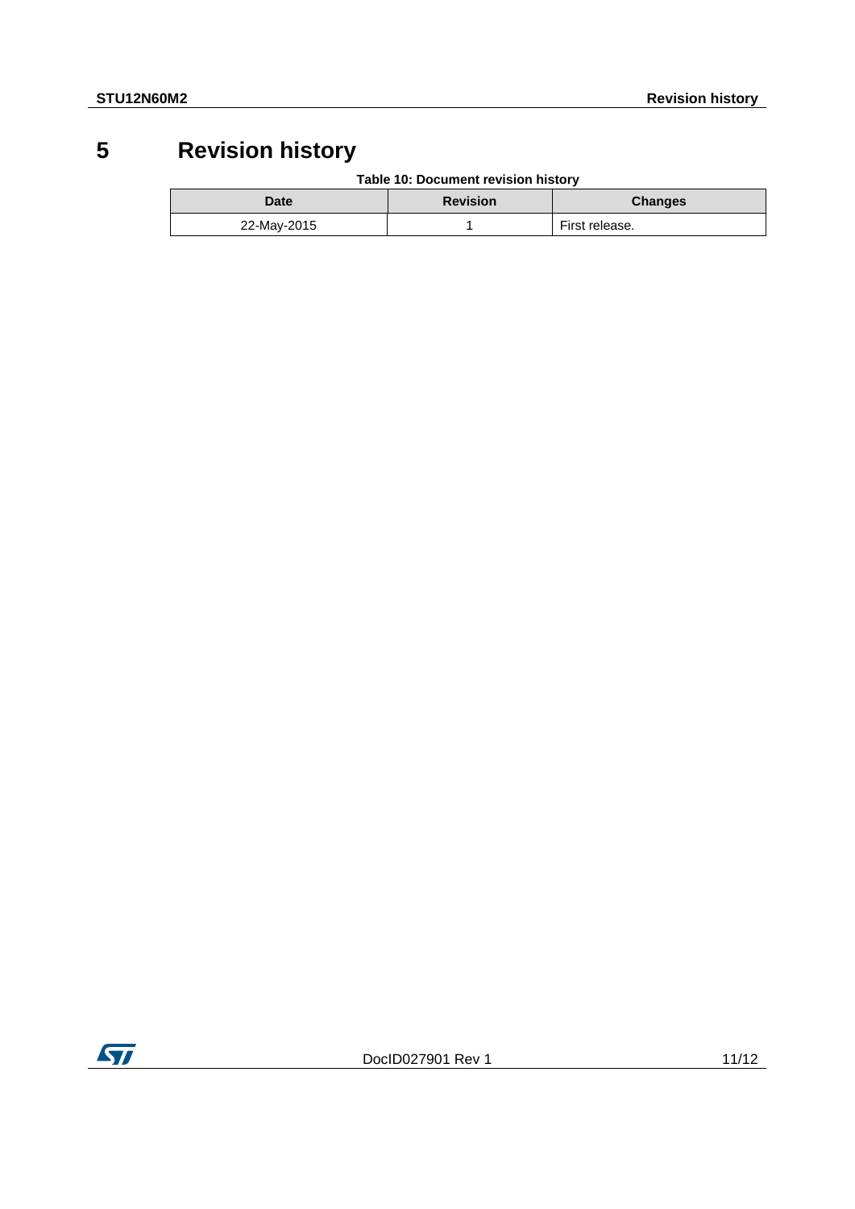# 5 Revision history

**Table 10: Document revision history**

| Date | Revision | Changes |
|---|---|---|
| 22-May-2015 | 1 | First release. |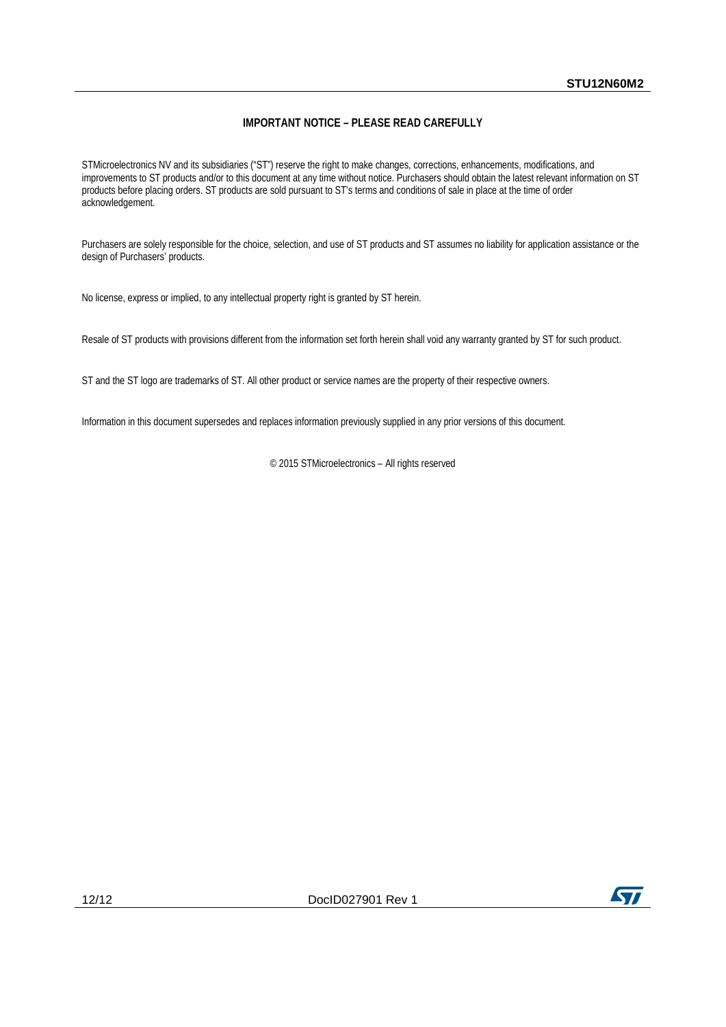**IMPORTANT NOTICE – PLEASE READ CAREFULLY**

STMicroelectronics NV and its subsidiaries ("ST") reserve the right to make changes, corrections, enhancements, modifications, and improvements to ST products and/or to this document at any time without notice. Purchasers should obtain the latest relevant information on ST products before placing orders. ST products are sold pursuant to ST's terms and conditions of sale in place at the time of order acknowledgement.

Purchasers are solely responsible for the choice, selection, and use of ST products and ST assumes no liability for application assistance or the design of Purchasers' products.

No license, express or implied, to any intellectual property right is granted by ST herein.

Resale of ST products with provisions different from the information set forth herein shall void any warranty granted by ST for such product.

ST and the ST logo are trademarks of ST. All other product or service names are the property of their respective owners.

Information in this document supersedes and replaces information previously supplied in any prior versions of this document.

© 2015 STMicroelectronics – All rights reserved